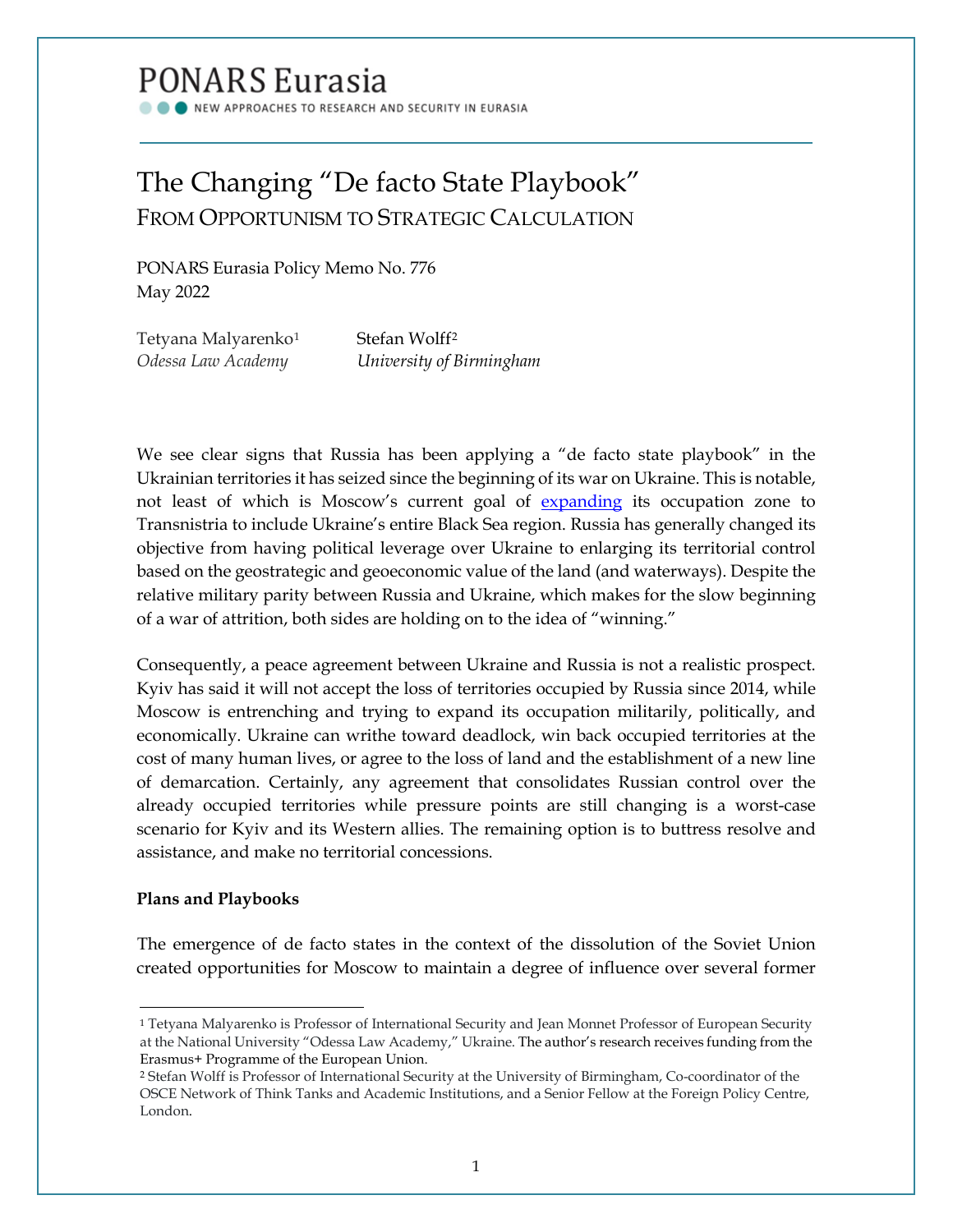# PONARS Eurasia

NEW APPROACHES TO RESEARCH AND SECURITY IN EURASIA

## The Changing "De facto State Playbook"

### FROM OPPORTUNISM TO STRATEGIC CALCULATION

PONARS Eurasia Policy Memo No. 776
May 2022

Tetyana Malyarenko[1]
*Odessa Law Academy*

Stefan Wolff[2]
*University of Birmingham*

We see clear signs that Russia has been applying a "de facto state playbook" in the Ukrainian territories it has seized since the beginning of its war on Ukraine. This is notable, not least of which is Moscow's current goal of expanding its occupation zone to Transnistria to include Ukraine's entire Black Sea region. Russia has generally changed its objective from having political leverage over Ukraine to enlarging its territorial control based on the geostrategic and geoeconomic value of the land (and waterways). Despite the relative military parity between Russia and Ukraine, which makes for the slow beginning of a war of attrition, both sides are holding on to the idea of "winning."

Consequently, a peace agreement between Ukraine and Russia is not a realistic prospect. Kyiv has said it will not accept the loss of territories occupied by Russia since 2014, while Moscow is entrenching and trying to expand its occupation militarily, politically, and economically. Ukraine can writhe toward deadlock, win back occupied territories at the cost of many human lives, or agree to the loss of land and the establishment of a new line of demarcation. Certainly, any agreement that consolidates Russian control over the already occupied territories while pressure points are still changing is a worst-case scenario for Kyiv and its Western allies. The remaining option is to buttress resolve and assistance, and make no territorial concessions.

**Plans and Playbooks**

The emergence of de facto states in the context of the dissolution of the Soviet Union created opportunities for Moscow to maintain a degree of influence over several former

---

[1] Tetyana Malyarenko is Professor of International Security and Jean Monnet Professor of European Security at the National University "Odessa Law Academy," Ukraine. The author's research receives funding from the Erasmus+ Programme of the European Union.

[2] Stefan Wolff is Professor of International Security at the University of Birmingham, Co-coordinator of the OSCE Network of Think Tanks and Academic Institutions, and a Senior Fellow at the Foreign Policy Centre, London.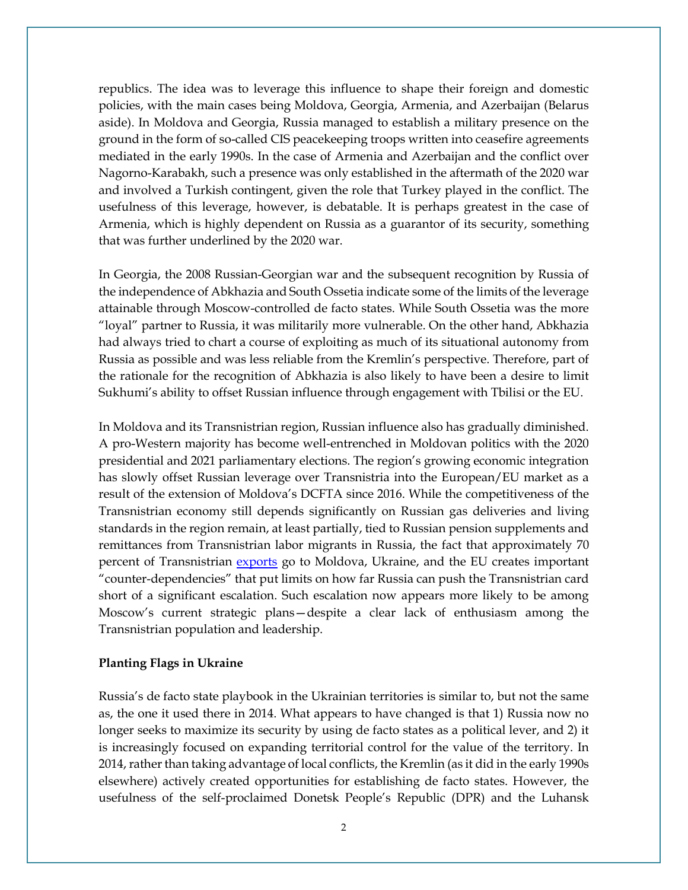republics. The idea was to leverage this influence to shape their foreign and domestic policies, with the main cases being Moldova, Georgia, Armenia, and Azerbaijan (Belarus aside). In Moldova and Georgia, Russia managed to establish a military presence on the ground in the form of so-called CIS peacekeeping troops written into ceasefire agreements mediated in the early 1990s. In the case of Armenia and Azerbaijan and the conflict over Nagorno-Karabakh, such a presence was only established in the aftermath of the 2020 war and involved a Turkish contingent, given the role that Turkey played in the conflict. The usefulness of this leverage, however, is debatable. It is perhaps greatest in the case of Armenia, which is highly dependent on Russia as a guarantor of its security, something that was further underlined by the 2020 war.

In Georgia, the 2008 Russian-Georgian war and the subsequent recognition by Russia of the independence of Abkhazia and South Ossetia indicate some of the limits of the leverage attainable through Moscow-controlled de facto states. While South Ossetia was the more "loyal" partner to Russia, it was militarily more vulnerable. On the other hand, Abkhazia had always tried to chart a course of exploiting as much of its situational autonomy from Russia as possible and was less reliable from the Kremlin's perspective. Therefore, part of the rationale for the recognition of Abkhazia is also likely to have been a desire to limit Sukhumi's ability to offset Russian influence through engagement with Tbilisi or the EU.

In Moldova and its Transnistrian region, Russian influence also has gradually diminished. A pro-Western majority has become well-entrenched in Moldovan politics with the 2020 presidential and 2021 parliamentary elections. The region's growing economic integration has slowly offset Russian leverage over Transnistria into the European/EU market as a result of the extension of Moldova's DCFTA since 2016. While the competitiveness of the Transnistrian economy still depends significantly on Russian gas deliveries and living standards in the region remain, at least partially, tied to Russian pension supplements and remittances from Transnistrian labor migrants in Russia, the fact that approximately 70 percent of Transnistrian [exports](#) go to Moldova, Ukraine, and the EU creates important "counter-dependencies" that put limits on how far Russia can push the Transnistrian card short of a significant escalation. Such escalation now appears more likely to be among Moscow's current strategic plans—despite a clear lack of enthusiasm among the Transnistrian population and leadership.

**Planting Flags in Ukraine**

Russia's de facto state playbook in the Ukrainian territories is similar to, but not the same as, the one it used there in 2014. What appears to have changed is that 1) Russia now no longer seeks to maximize its security by using de facto states as a political lever, and 2) it is increasingly focused on expanding territorial control for the value of the territory. In 2014, rather than taking advantage of local conflicts, the Kremlin (as it did in the early 1990s elsewhere) actively created opportunities for establishing de facto states. However, the usefulness of the self-proclaimed Donetsk People's Republic (DPR) and the Luhansk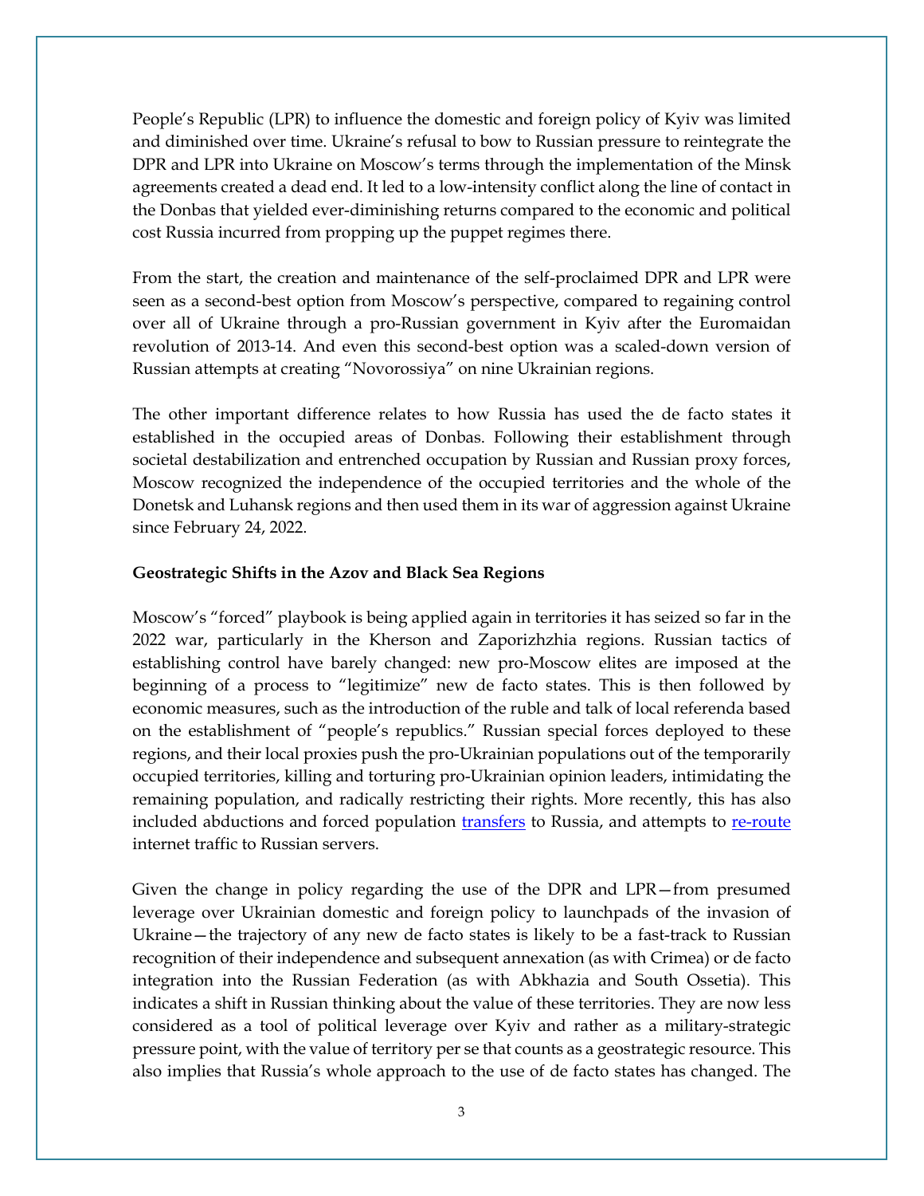People's Republic (LPR) to influence the domestic and foreign policy of Kyiv was limited and diminished over time. Ukraine's refusal to bow to Russian pressure to reintegrate the DPR and LPR into Ukraine on Moscow's terms through the implementation of the Minsk agreements created a dead end. It led to a low-intensity conflict along the line of contact in the Donbas that yielded ever-diminishing returns compared to the economic and political cost Russia incurred from propping up the puppet regimes there.

From the start, the creation and maintenance of the self-proclaimed DPR and LPR were seen as a second-best option from Moscow's perspective, compared to regaining control over all of Ukraine through a pro-Russian government in Kyiv after the Euromaidan revolution of 2013-14. And even this second-best option was a scaled-down version of Russian attempts at creating "Novorossiya" on nine Ukrainian regions.

The other important difference relates to how Russia has used the de facto states it established in the occupied areas of Donbas. Following their establishment through societal destabilization and entrenched occupation by Russian and Russian proxy forces, Moscow recognized the independence of the occupied territories and the whole of the Donetsk and Luhansk regions and then used them in its war of aggression against Ukraine since February 24, 2022.

**Geostrategic Shifts in the Azov and Black Sea Regions**

Moscow's "forced" playbook is being applied again in territories it has seized so far in the 2022 war, particularly in the Kherson and Zaporizhzhia regions. Russian tactics of establishing control have barely changed: new pro-Moscow elites are imposed at the beginning of a process to "legitimize" new de facto states. This is then followed by economic measures, such as the introduction of the ruble and talk of local referenda based on the establishment of "people's republics." Russian special forces deployed to these regions, and their local proxies push the pro-Ukrainian populations out of the temporarily occupied territories, killing and torturing pro-Ukrainian opinion leaders, intimidating the remaining population, and radically restricting their rights. More recently, this has also included abductions and forced population transfers to Russia, and attempts to re-route internet traffic to Russian servers.

Given the change in policy regarding the use of the DPR and LPR—from presumed leverage over Ukrainian domestic and foreign policy to launchpads of the invasion of Ukraine—the trajectory of any new de facto states is likely to be a fast-track to Russian recognition of their independence and subsequent annexation (as with Crimea) or de facto integration into the Russian Federation (as with Abkhazia and South Ossetia). This indicates a shift in Russian thinking about the value of these territories. They are now less considered as a tool of political leverage over Kyiv and rather as a military-strategic pressure point, with the value of territory per se that counts as a geostrategic resource. This also implies that Russia's whole approach to the use of de facto states has changed. The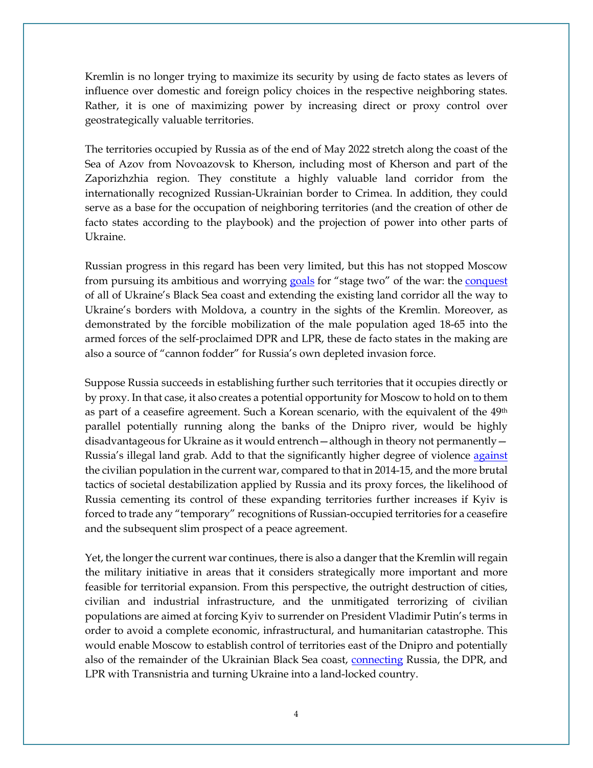Kremlin is no longer trying to maximize its security by using de facto states as levers of influence over domestic and foreign policy choices in the respective neighboring states. Rather, it is one of maximizing power by increasing direct or proxy control over geostrategically valuable territories.

The territories occupied by Russia as of the end of May 2022 stretch along the coast of the Sea of Azov from Novoazovsk to Kherson, including most of Kherson and part of the Zaporizhzhia region. They constitute a highly valuable land corridor from the internationally recognized Russian-Ukrainian border to Crimea. In addition, they could serve as a base for the occupation of neighboring territories (and the creation of other de facto states according to the playbook) and the projection of power into other parts of Ukraine.

Russian progress in this regard has been very limited, but this has not stopped Moscow from pursuing its ambitious and worrying goals for "stage two" of the war: the conquest of all of Ukraine's Black Sea coast and extending the existing land corridor all the way to Ukraine's borders with Moldova, a country in the sights of the Kremlin. Moreover, as demonstrated by the forcible mobilization of the male population aged 18-65 into the armed forces of the self-proclaimed DPR and LPR, these de facto states in the making are also a source of "cannon fodder" for Russia's own depleted invasion force.

Suppose Russia succeeds in establishing further such territories that it occupies directly or by proxy. In that case, it also creates a potential opportunity for Moscow to hold on to them as part of a ceasefire agreement. Such a Korean scenario, with the equivalent of the 49th parallel potentially running along the banks of the Dnipro river, would be highly disadvantageous for Ukraine as it would entrench—although in theory not permanently—Russia's illegal land grab. Add to that the significantly higher degree of violence against the civilian population in the current war, compared to that in 2014-15, and the more brutal tactics of societal destabilization applied by Russia and its proxy forces, the likelihood of Russia cementing its control of these expanding territories further increases if Kyiv is forced to trade any "temporary" recognitions of Russian-occupied territories for a ceasefire and the subsequent slim prospect of a peace agreement.

Yet, the longer the current war continues, there is also a danger that the Kremlin will regain the military initiative in areas that it considers strategically more important and more feasible for territorial expansion. From this perspective, the outright destruction of cities, civilian and industrial infrastructure, and the unmitigated terrorizing of civilian populations are aimed at forcing Kyiv to surrender on President Vladimir Putin's terms in order to avoid a complete economic, infrastructural, and humanitarian catastrophe. This would enable Moscow to establish control of territories east of the Dnipro and potentially also of the remainder of the Ukrainian Black Sea coast, connecting Russia, the DPR, and LPR with Transnistria and turning Ukraine into a land-locked country.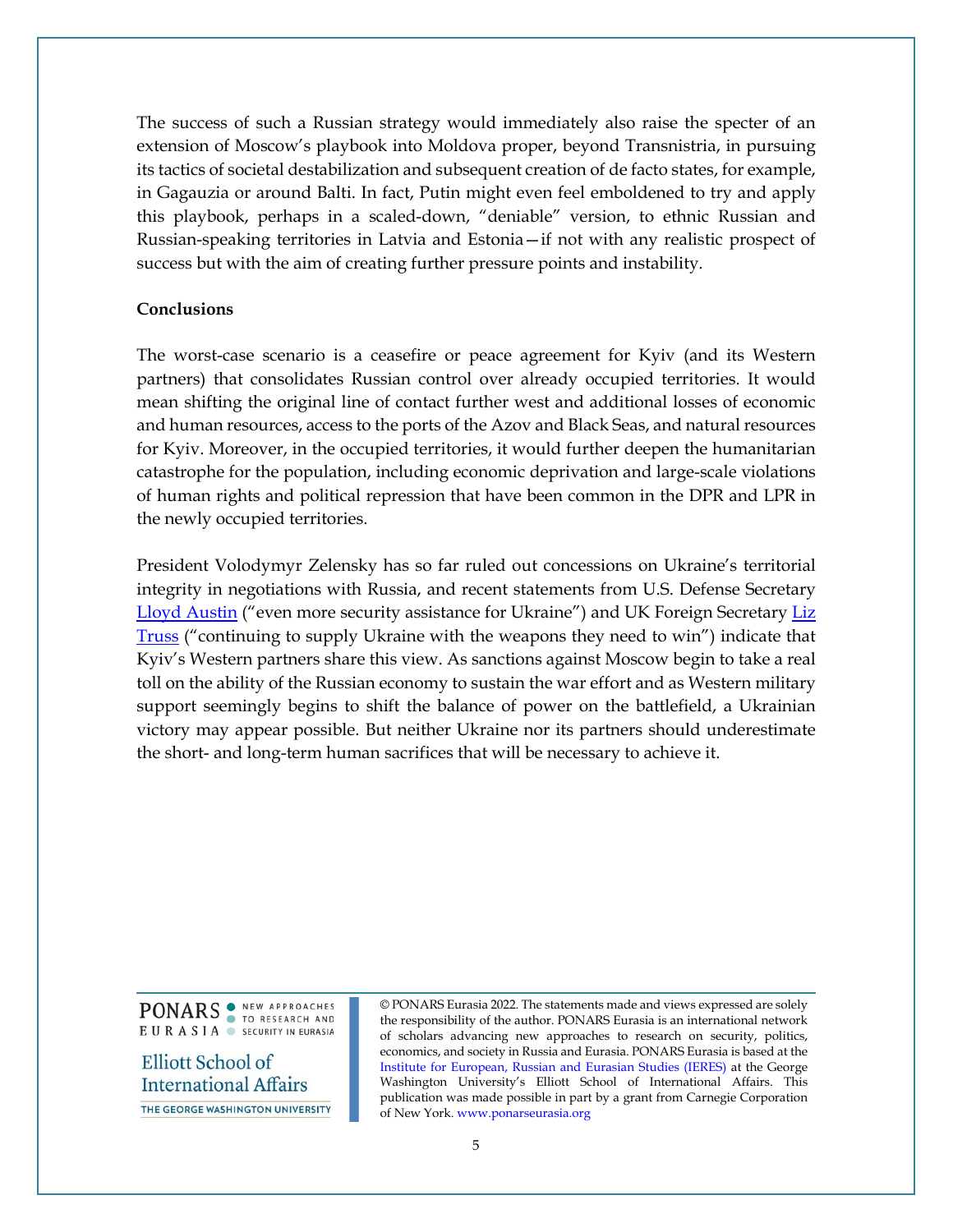The success of such a Russian strategy would immediately also raise the specter of an extension of Moscow's playbook into Moldova proper, beyond Transnistria, in pursuing its tactics of societal destabilization and subsequent creation of de facto states, for example, in Gagauzia or around Balti. In fact, Putin might even feel emboldened to try and apply this playbook, perhaps in a scaled-down, "deniable" version, to ethnic Russian and Russian-speaking territories in Latvia and Estonia—if not with any realistic prospect of success but with the aim of creating further pressure points and instability.

**Conclusions**

The worst-case scenario is a ceasefire or peace agreement for Kyiv (and its Western partners) that consolidates Russian control over already occupied territories. It would mean shifting the original line of contact further west and additional losses of economic and human resources, access to the ports of the Azov and Black Seas, and natural resources for Kyiv. Moreover, in the occupied territories, it would further deepen the humanitarian catastrophe for the population, including economic deprivation and large-scale violations of human rights and political repression that have been common in the DPR and LPR in the newly occupied territories.

President Volodymyr Zelensky has so far ruled out concessions on Ukraine's territorial integrity in negotiations with Russia, and recent statements from U.S. Defense Secretary Lloyd Austin ("even more security assistance for Ukraine") and UK Foreign Secretary Liz Truss ("continuing to supply Ukraine with the weapons they need to win") indicate that Kyiv's Western partners share this view. As sanctions against Moscow begin to take a real toll on the ability of the Russian economy to sustain the war effort and as Western military support seemingly begins to shift the balance of power on the battlefield, a Ukrainian victory may appear possible. But neither Ukraine nor its partners should underestimate the short- and long-term human sacrifices that will be necessary to achieve it.

PONARS EURASIA — NEW APPROACHES TO RESEARCH AND SECURITY IN EURASIA

Elliott School of International Affairs
THE GEORGE WASHINGTON UNIVERSITY

© PONARS Eurasia 2022. The statements made and views expressed are solely the responsibility of the author. PONARS Eurasia is an international network of scholars advancing new approaches to research on security, politics, economics, and society in Russia and Eurasia. PONARS Eurasia is based at the Institute for European, Russian and Eurasian Studies (IERES) at the George Washington University's Elliott School of International Affairs. This publication was made possible in part by a grant from Carnegie Corporation of New York. www.ponarseurasia.org